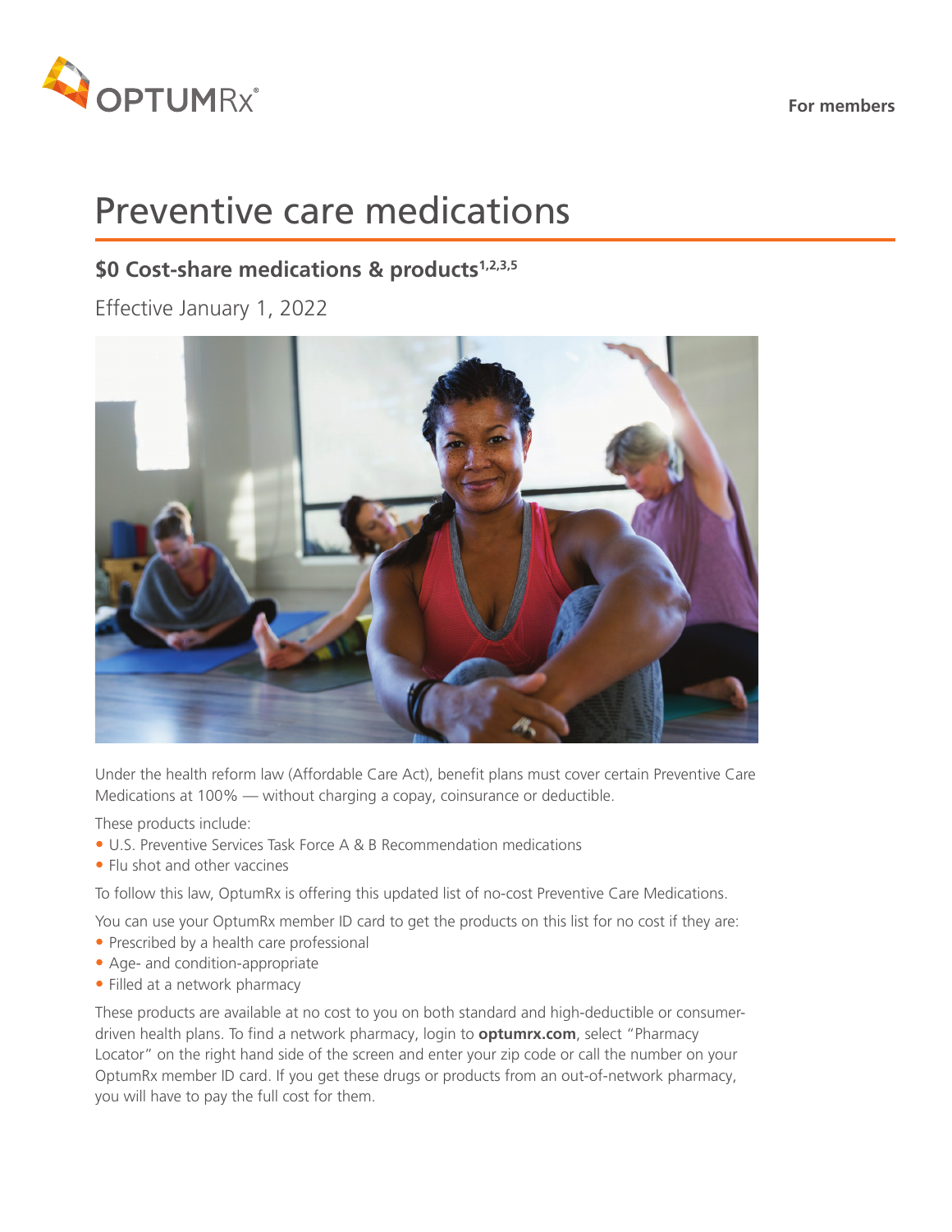OPTUMRx®

For members

# Preventive care medications

## $0 Cost-share medications & products[1,2,3,5]

Effective January 1, 2022

Under the health reform law (Affordable Care Act), benefit plans must cover certain Preventive Care Medications at 100% — without charging a copay, coinsurance or deductible.

These products include:

- U.S. Preventive Services Task Force A & B Recommendation medications
- Flu shot and other vaccines

To follow this law, OptumRx is offering this updated list of no-cost Preventive Care Medications.

You can use your OptumRx member ID card to get the products on this list for no cost if they are:

- Prescribed by a health care professional
- Age- and condition-appropriate
- Filled at a network pharmacy

These products are available at no cost to you on both standard and high-deductible or consumer-driven health plans. To find a network pharmacy, login to **optumrx.com**, select "Pharmacy Locator" on the right hand side of the screen and enter your zip code or call the number on your OptumRx member ID card. If you get these drugs or products from an out-of-network pharmacy, you will have to pay the full cost for them.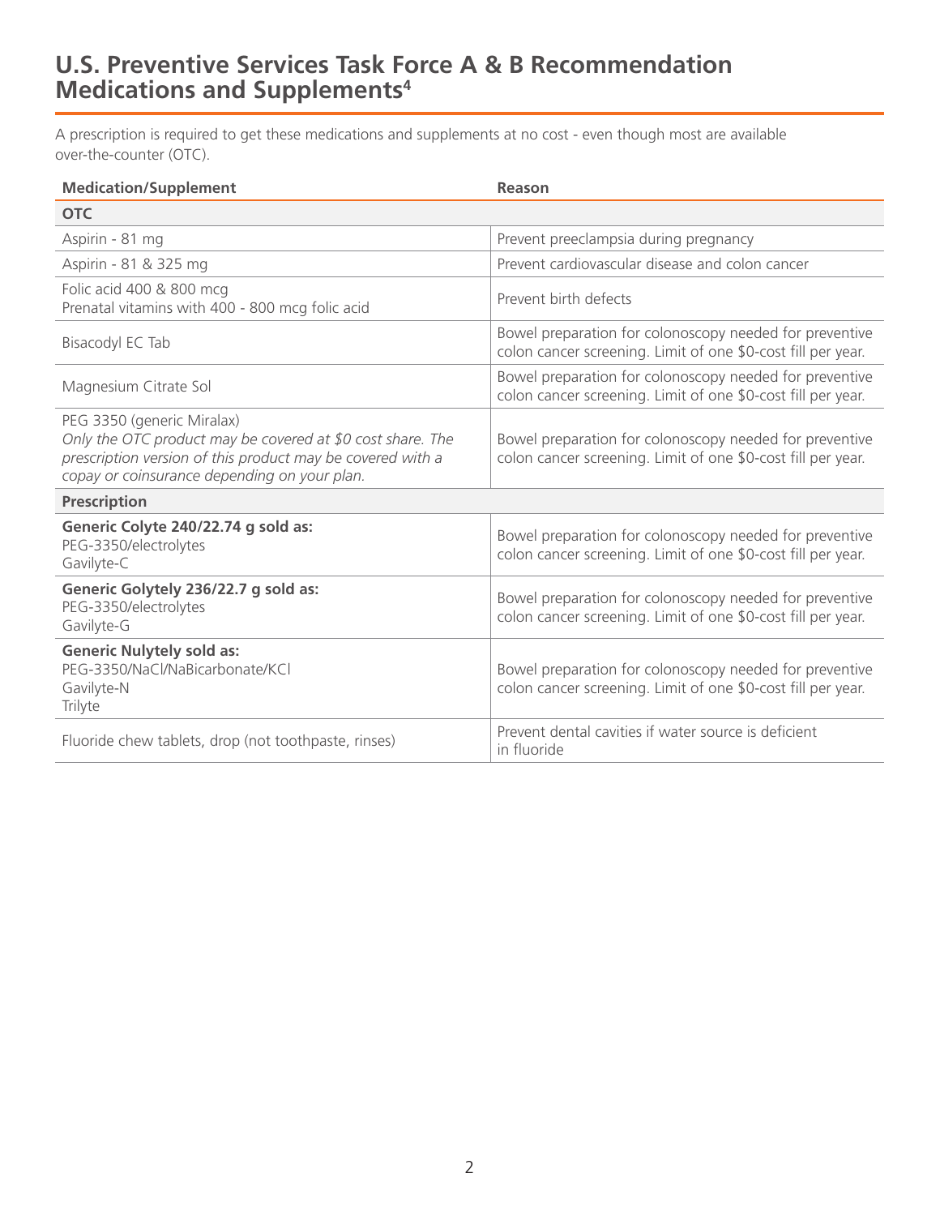# U.S. Preventive Services Task Force A & B Recommendation Medications and Supplements[4]

A prescription is required to get these medications and supplements at no cost - even though most are available over-the-counter (OTC).

| Medication/Supplement | Reason |
|---|---|
| **OTC** | |
| Aspirin - 81 mg | Prevent preeclampsia during pregnancy |
| Aspirin - 81 & 325 mg | Prevent cardiovascular disease and colon cancer |
| Folic acid 400 & 800 mcg<br>Prenatal vitamins with 400 - 800 mcg folic acid | Prevent birth defects |
| Bisacodyl EC Tab | Bowel preparation for colonoscopy needed for preventive colon cancer screening. Limit of one $0-cost fill per year. |
| Magnesium Citrate Sol | Bowel preparation for colonoscopy needed for preventive colon cancer screening. Limit of one $0-cost fill per year. |
| PEG 3350 (generic Miralax)<br>*Only the OTC product may be covered at $0 cost share. The prescription version of this product may be covered with a copay or coinsurance depending on your plan.* | Bowel preparation for colonoscopy needed for preventive colon cancer screening. Limit of one $0-cost fill per year. |
| **Prescription** | |
| **Generic Colyte 240/22.74 g sold as:**<br>PEG-3350/electrolytes<br>Gavilyte-C | Bowel preparation for colonoscopy needed for preventive colon cancer screening. Limit of one $0-cost fill per year. |
| **Generic Golytely 236/22.7 g sold as:**<br>PEG-3350/electrolytes<br>Gavilyte-G | Bowel preparation for colonoscopy needed for preventive colon cancer screening. Limit of one $0-cost fill per year. |
| **Generic Nulytely sold as:**<br>PEG-3350/NaCl/NaBicarbonate/KCl<br>Gavilyte-N<br>Trilyte | Bowel preparation for colonoscopy needed for preventive colon cancer screening. Limit of one $0-cost fill per year. |
| Fluoride chew tablets, drop (not toothpaste, rinses) | Prevent dental cavities if water source is deficient in fluoride |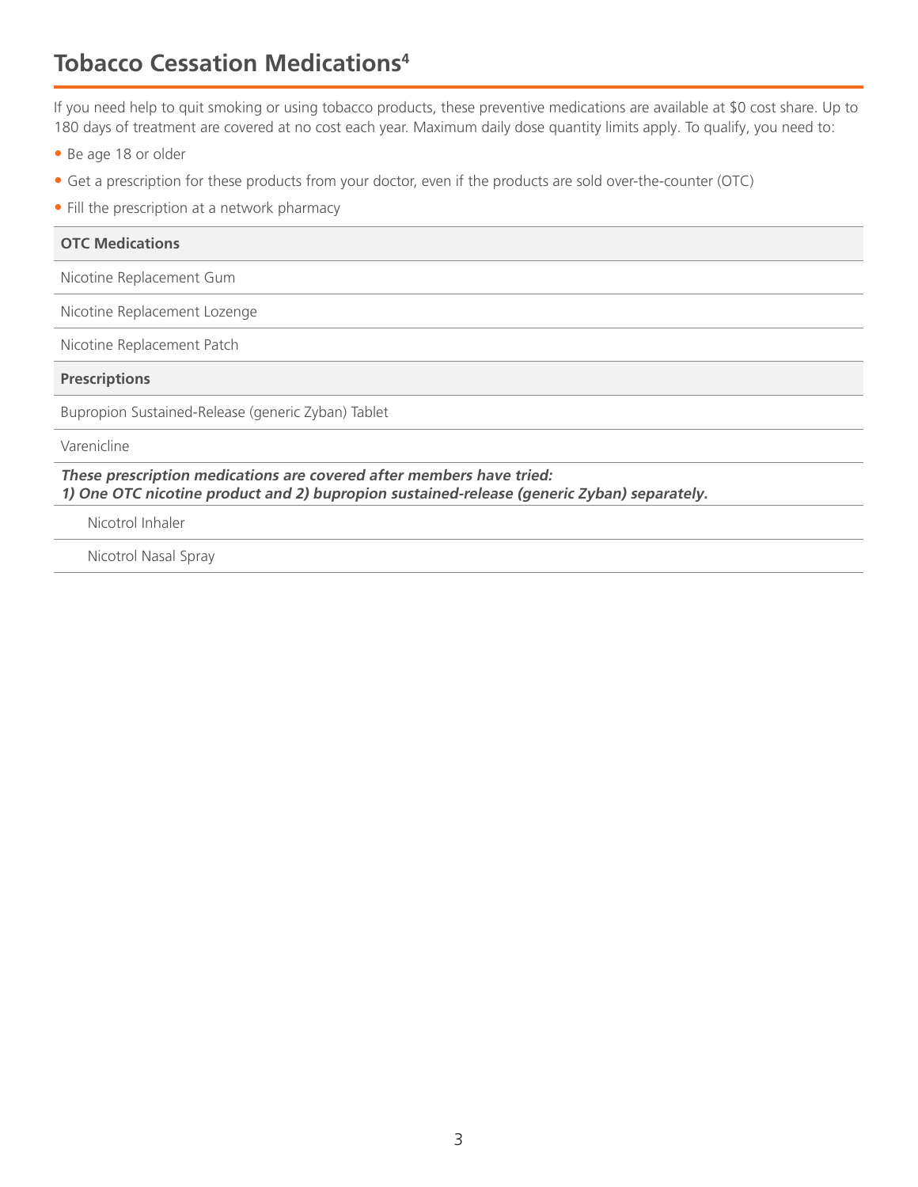## Tobacco Cessation Medications[4]

If you need help to quit smoking or using tobacco products, these preventive medications are available at $0 cost share. Up to 180 days of treatment are covered at no cost each year. Maximum daily dose quantity limits apply. To qualify, you need to:

- Be age 18 or older
- Get a prescription for these products from your doctor, even if the products are sold over-the-counter (OTC)
- Fill the prescription at a network pharmacy

| **OTC Medications** |
| --- |
| Nicotine Replacement Gum |
| Nicotine Replacement Lozenge |
| Nicotine Replacement Patch |
| **Prescriptions** |
| Bupropion Sustained-Release (generic Zyban) Tablet |
| Varenicline |
| ***These prescription medications are covered after members have tried: 1) One OTC nicotine product and 2) bupropion sustained-release (generic Zyban) separately.*** |
| Nicotrol Inhaler |
| Nicotrol Nasal Spray |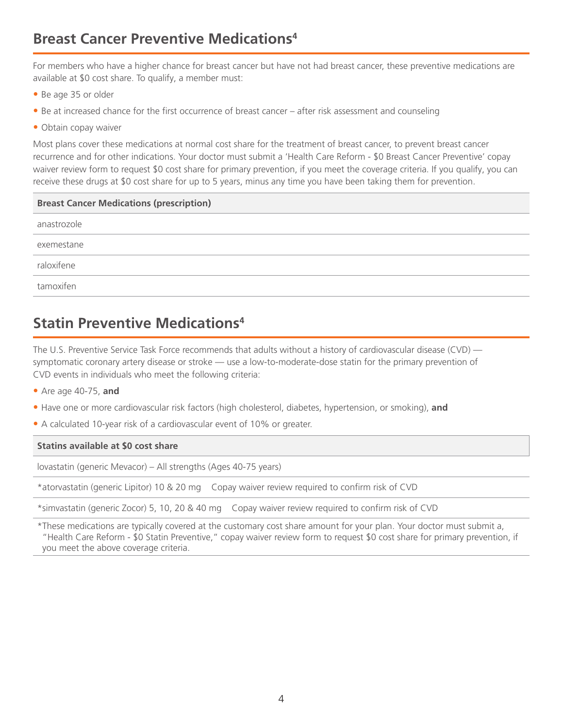## Breast Cancer Preventive Medications[4]

For members who have a higher chance for breast cancer but have not had breast cancer, these preventive medications are available at $0 cost share. To qualify, a member must:

- Be age 35 or older
- Be at increased chance for the first occurrence of breast cancer – after risk assessment and counseling
- Obtain copay waiver

Most plans cover these medications at normal cost share for the treatment of breast cancer, to prevent breast cancer recurrence and for other indications. Your doctor must submit a 'Health Care Reform - $0 Breast Cancer Preventive' copay waiver review form to request $0 cost share for primary prevention, if you meet the coverage criteria. If you qualify, you can receive these drugs at $0 cost share for up to 5 years, minus any time you have been taking them for prevention.

| Breast Cancer Medications (prescription) |
|---|
| anastrozole |
| exemestane |
| raloxifene |
| tamoxifen |

## Statin Preventive Medications[4]

The U.S. Preventive Service Task Force recommends that adults without a history of cardiovascular disease (CVD) — symptomatic coronary artery disease or stroke — use a low-to-moderate-dose statin for the primary prevention of CVD events in individuals who meet the following criteria:

- Are age 40-75, **and**
- Have one or more cardiovascular risk factors (high cholesterol, diabetes, hypertension, or smoking), **and**
- A calculated 10-year risk of a cardiovascular event of 10% or greater.

| Statins available at $0 cost share | |
|---|---|
| lovastatin (generic Mevacor) – All strengths (Ages 40-75 years) | |
| *atorvastatin (generic Lipitor) 10 & 20 mg | Copay waiver review required to confirm risk of CVD |
| *simvastatin (generic Zocor) 5, 10, 20 & 40 mg | Copay waiver review required to confirm risk of CVD |

*These medications are typically covered at the customary cost share amount for your plan. Your doctor must submit a, "Health Care Reform - $0 Statin Preventive," copay waiver review form to request $0 cost share for primary prevention, if you meet the above coverage criteria.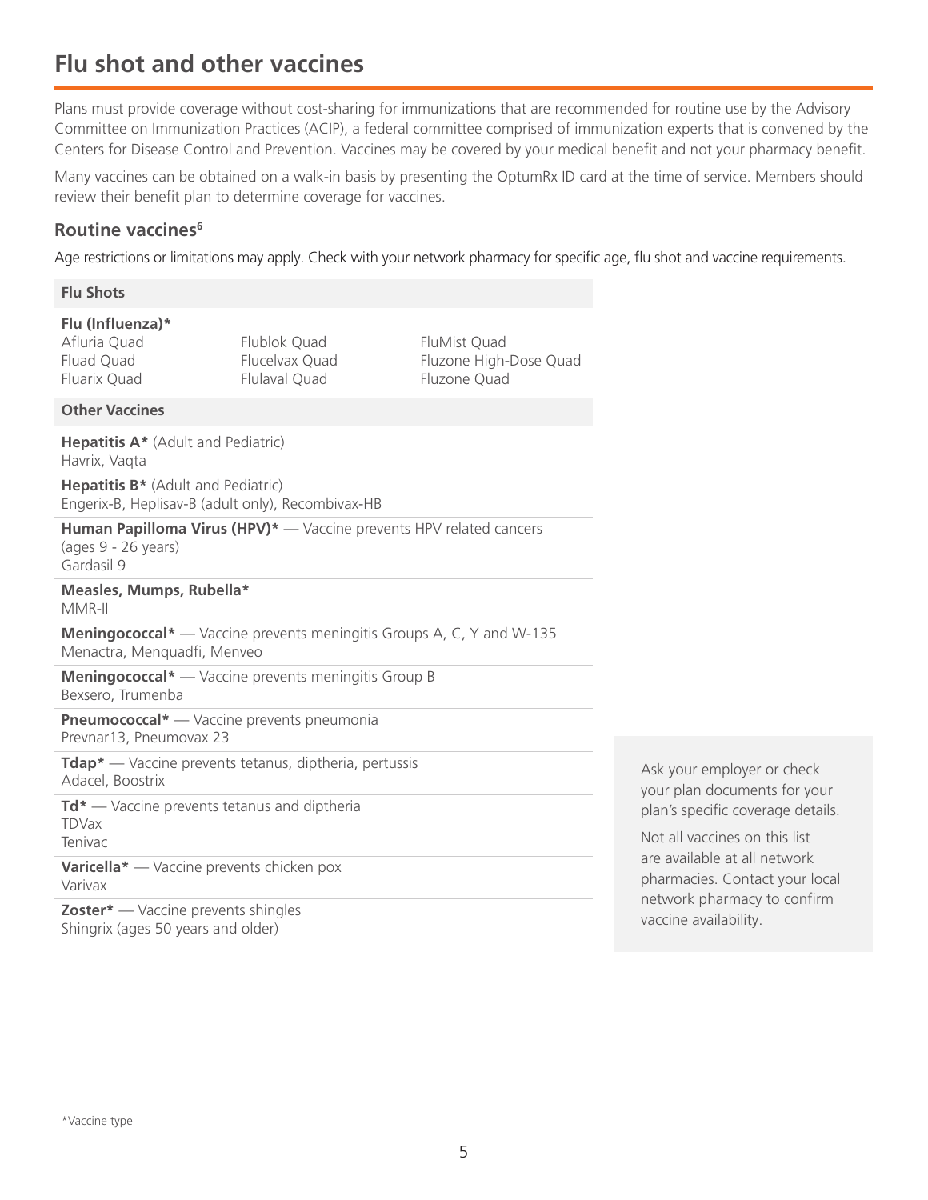# Flu shot and other vaccines

Plans must provide coverage without cost-sharing for immunizations that are recommended for routine use by the Advisory Committee on Immunization Practices (ACIP), a federal committee comprised of immunization experts that is convened by the Centers for Disease Control and Prevention. Vaccines may be covered by your medical benefit and not your pharmacy benefit.

Many vaccines can be obtained on a walk-in basis by presenting the OptumRx ID card at the time of service. Members should review their benefit plan to determine coverage for vaccines.

## Routine vaccines[6]

Age restrictions or limitations may apply. Check with your network pharmacy for specific age, flu shot and vaccine requirements.

### Flu Shots

**Flu (Influenza)***

| | | |
|---|---|---|
| Afluria Quad | Flublok Quad | FluMist Quad |
| Fluad Quad | Flucelvax Quad | Fluzone High-Dose Quad |
| Fluarix Quad | Flulaval Quad | Fluzone Quad |

### Other Vaccines

**Hepatitis A*** (Adult and Pediatric)
Havrix, Vaqta

**Hepatitis B*** (Adult and Pediatric)
Engerix-B, Heplisav-B (adult only), Recombivax-HB

**Human Papilloma Virus (HPV)*** — Vaccine prevents HPV related cancers (ages 9 - 26 years)
Gardasil 9

**Measles, Mumps, Rubella***
MMR-II

**Meningococcal*** — Vaccine prevents meningitis Groups A, C, Y and W-135
Menactra, Menquadfi, Menveo

**Meningococcal*** — Vaccine prevents meningitis Group B
Bexsero, Trumenba

**Pneumococcal*** — Vaccine prevents pneumonia
Prevnar13, Pneumovax 23

**Tdap*** — Vaccine prevents tetanus, diptheria, pertussis
Adacel, Boostrix

**Td*** — Vaccine prevents tetanus and diptheria
TDVax
Tenivac

**Varicella*** — Vaccine prevents chicken pox
Varivax

**Zoster*** — Vaccine prevents shingles
Shingrix (ages 50 years and older)

Ask your employer or check your plan documents for your plan's specific coverage details.

Not all vaccines on this list are available at all network pharmacies. Contact your local network pharmacy to confirm vaccine availability.

*Vaccine type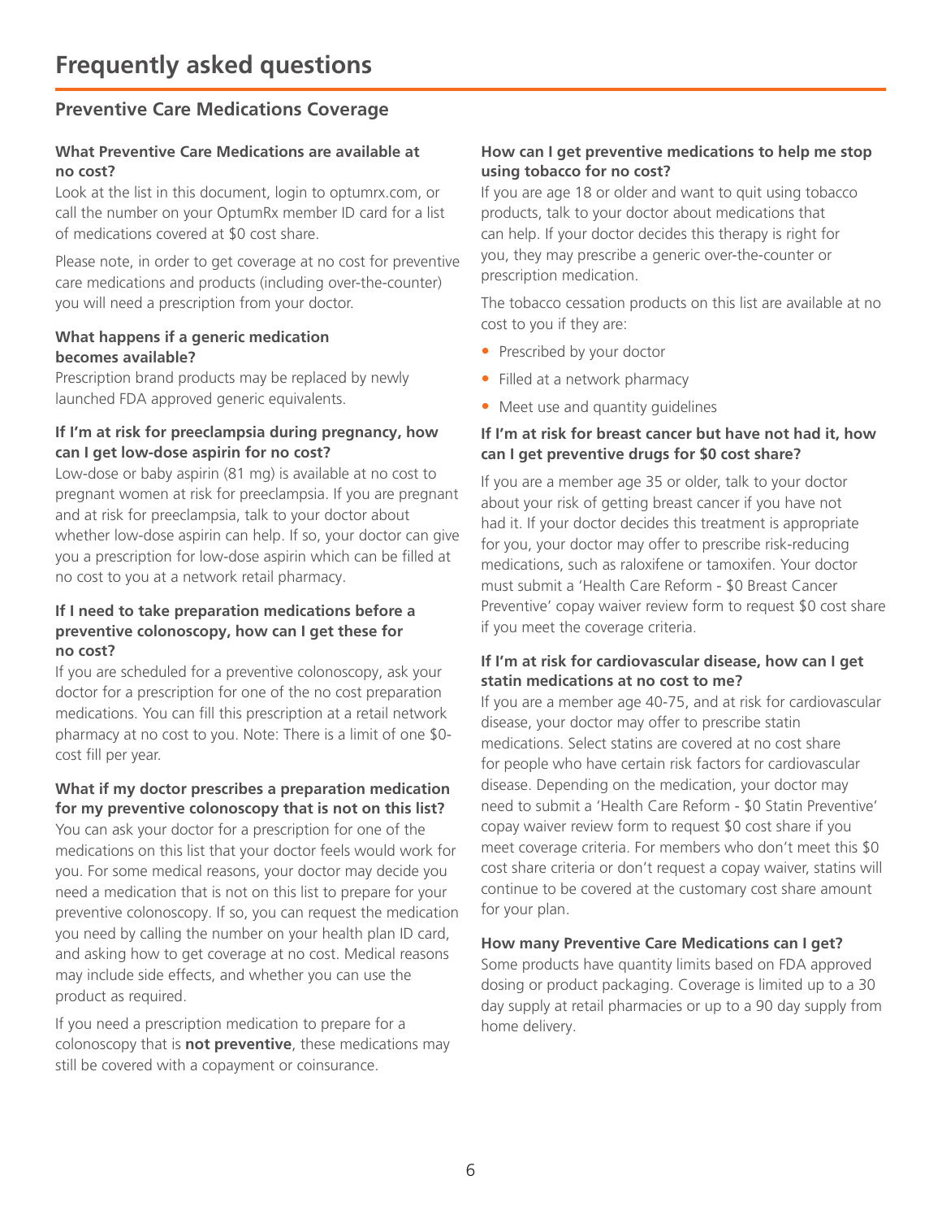# Frequently asked questions

## Preventive Care Medications Coverage

### What Preventive Care Medications are available at no cost?

Look at the list in this document, login to optumrx.com, or call the number on your OptumRx member ID card for a list of medications covered at $0 cost share.

Please note, in order to get coverage at no cost for preventive care medications and products (including over-the-counter) you will need a prescription from your doctor.

### What happens if a generic medication becomes available?

Prescription brand products may be replaced by newly launched FDA approved generic equivalents.

### If I'm at risk for preeclampsia during pregnancy, how can I get low-dose aspirin for no cost?

Low-dose or baby aspirin (81 mg) is available at no cost to pregnant women at risk for preeclampsia. If you are pregnant and at risk for preeclampsia, talk to your doctor about whether low-dose aspirin can help. If so, your doctor can give you a prescription for low-dose aspirin which can be filled at no cost to you at a network retail pharmacy.

### If I need to take preparation medications before a preventive colonoscopy, how can I get these for no cost?

If you are scheduled for a preventive colonoscopy, ask your doctor for a prescription for one of the no cost preparation medications. You can fill this prescription at a retail network pharmacy at no cost to you. Note: There is a limit of one $0-cost fill per year.

### What if my doctor prescribes a preparation medication for my preventive colonoscopy that is not on this list?

You can ask your doctor for a prescription for one of the medications on this list that your doctor feels would work for you. For some medical reasons, your doctor may decide you need a medication that is not on this list to prepare for your preventive colonoscopy. If so, you can request the medication you need by calling the number on your health plan ID card, and asking how to get coverage at no cost. Medical reasons may include side effects, and whether you can use the product as required.

If you need a prescription medication to prepare for a colonoscopy that is **not preventive**, these medications may still be covered with a copayment or coinsurance.

### How can I get preventive medications to help me stop using tobacco for no cost?

If you are age 18 or older and want to quit using tobacco products, talk to your doctor about medications that can help. If your doctor decides this therapy is right for you, they may prescribe a generic over-the-counter or prescription medication.

The tobacco cessation products on this list are available at no cost to you if they are:

- Prescribed by your doctor
- Filled at a network pharmacy
- Meet use and quantity guidelines

### If I'm at risk for breast cancer but have not had it, how can I get preventive drugs for $0 cost share?

If you are a member age 35 or older, talk to your doctor about your risk of getting breast cancer if you have not had it. If your doctor decides this treatment is appropriate for you, your doctor may offer to prescribe risk-reducing medications, such as raloxifene or tamoxifen. Your doctor must submit a 'Health Care Reform - $0 Breast Cancer Preventive' copay waiver review form to request $0 cost share if you meet the coverage criteria.

### If I'm at risk for cardiovascular disease, how can I get statin medications at no cost to me?

If you are a member age 40-75, and at risk for cardiovascular disease, your doctor may offer to prescribe statin medications. Select statins are covered at no cost share for people who have certain risk factors for cardiovascular disease. Depending on the medication, your doctor may need to submit a 'Health Care Reform - $0 Statin Preventive' copay waiver review form to request $0 cost share if you meet coverage criteria. For members who don't meet this $0 cost share criteria or don't request a copay waiver, statins will continue to be covered at the customary cost share amount for your plan.

### How many Preventive Care Medications can I get?

Some products have quantity limits based on FDA approved dosing or product packaging. Coverage is limited up to a 30 day supply at retail pharmacies or up to a 90 day supply from home delivery.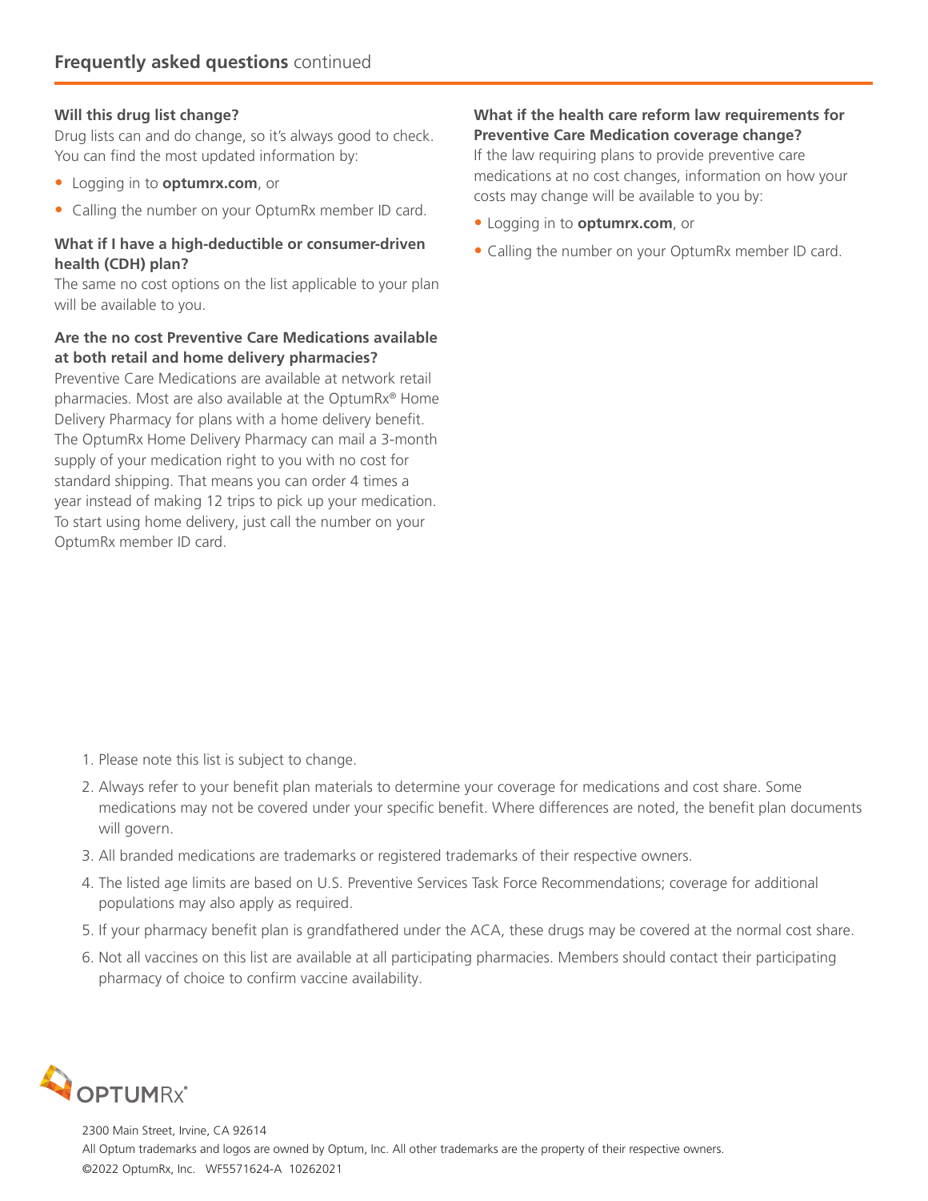## Frequently asked questions continued

### Will this drug list change?

Drug lists can and do change, so it's always good to check. You can find the most updated information by:

- Logging in to **optumrx.com**, or
- Calling the number on your OptumRx member ID card.

### What if I have a high-deductible or consumer-driven health (CDH) plan?

The same no cost options on the list applicable to your plan will be available to you.

### Are the no cost Preventive Care Medications available at both retail and home delivery pharmacies?

Preventive Care Medications are available at network retail pharmacies. Most are also available at the OptumRx® Home Delivery Pharmacy for plans with a home delivery benefit. The OptumRx Home Delivery Pharmacy can mail a 3-month supply of your medication right to you with no cost for standard shipping. That means you can order 4 times a year instead of making 12 trips to pick up your medication. To start using home delivery, just call the number on your OptumRx member ID card.

### What if the health care reform law requirements for Preventive Care Medication coverage change?

If the law requiring plans to provide preventive care medications at no cost changes, information on how your costs may change will be available to you by:

- Logging in to **optumrx.com**, or
- Calling the number on your OptumRx member ID card.

1. Please note this list is subject to change.
2. Always refer to your benefit plan materials to determine your coverage for medications and cost share. Some medications may not be covered under your specific benefit. Where differences are noted, the benefit plan documents will govern.
3. All branded medications are trademarks or registered trademarks of their respective owners.
4. The listed age limits are based on U.S. Preventive Services Task Force Recommendations; coverage for additional populations may also apply as required.
5. If your pharmacy benefit plan is grandfathered under the ACA, these drugs may be covered at the normal cost share.
6. Not all vaccines on this list are available at all participating pharmacies. Members should contact their participating pharmacy of choice to confirm vaccine availability.

OPTUMRx®

2300 Main Street, Irvine, CA 92614

All Optum trademarks and logos are owned by Optum, Inc. All other trademarks are the property of their respective owners.

©2022 OptumRx, Inc. WF5571624-A 10262021